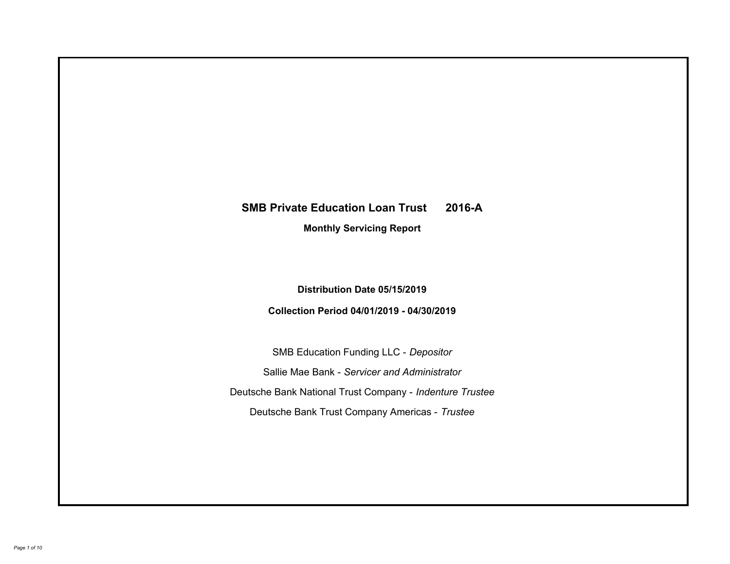# SMB Private Education Loan Trust 2016-A

## Monthly Servicing Report

**Distribution Date 05/15/2019**

**Collection Period 04/01/2019 - 04/30/2019**

SMB Education Funding LLC - *Depositor*

Sallie Mae Bank - *Servicer and Administrator*

Deutsche Bank National Trust Company - *Indenture Trustee*

Deutsche Bank Trust Company Americas - *Trustee*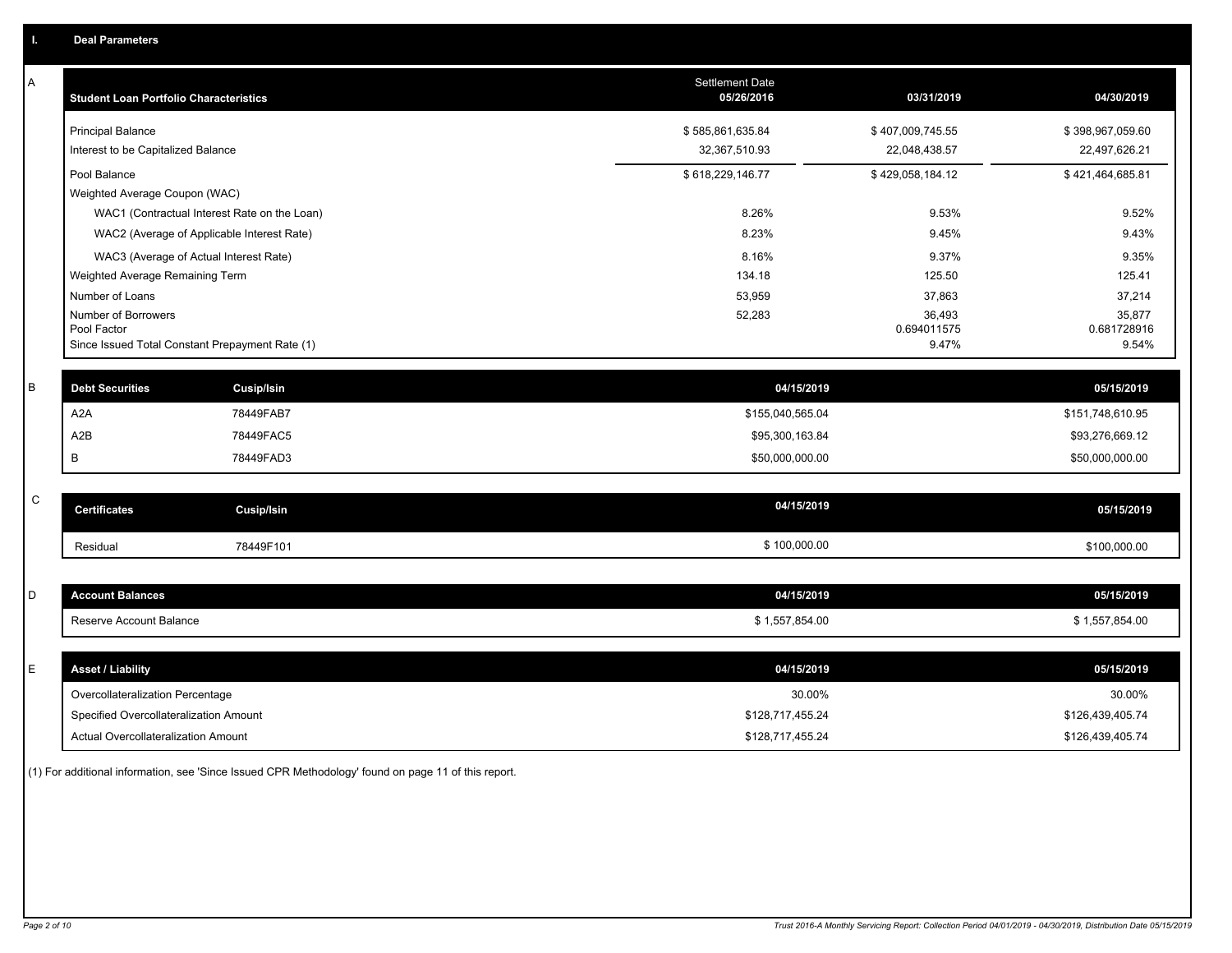## I. Deal Parameters

### A

| Student Loan Portfolio Characteristics | Settlement Date 05/26/2016 | 03/31/2019 | 04/30/2019 |
|---|---|---|---|
| Principal Balance | $ 585,861,635.84 | $ 407,009,745.55 | $ 398,967,059.60 |
| Interest to be Capitalized Balance | 32,367,510.93 | 22,048,438.57 | 22,497,626.21 |
| Pool Balance | $ 618,229,146.77 | $ 429,058,184.12 | $ 421,464,685.81 |
| Weighted Average Coupon (WAC) | | | |
| WAC1 (Contractual Interest Rate on the Loan) | 8.26% | 9.53% | 9.52% |
| WAC2 (Average of Applicable Interest Rate) | 8.23% | 9.45% | 9.43% |
| WAC3 (Average of Actual Interest Rate) | 8.16% | 9.37% | 9.35% |
| Weighted Average Remaining Term | 134.18 | 125.50 | 125.41 |
| Number of Loans | 53,959 | 37,863 | 37,214 |
| Number of Borrowers | 52,283 | 36,493 | 35,877 |
| Pool Factor | | 0.694011575 | 0.681728916 |
| Since Issued Total Constant Prepayment Rate (1) | | 9.47% | 9.54% |

### B

| Debt Securities | Cusip/Isin | 04/15/2019 | 05/15/2019 |
|---|---|---|---|
| A2A | 78449FAB7 | $155,040,565.04 | $151,748,610.95 |
| A2B | 78449FAC5 | $95,300,163.84 | $93,276,669.12 |
| B | 78449FAD3 | $50,000,000.00 | $50,000,000.00 |

### C

| Certificates | Cusip/Isin | 04/15/2019 | 05/15/2019 |
|---|---|---|---|
| Residual | 78449F101 | $ 100,000.00 | $100,000.00 |

### D

| Account Balances | 04/15/2019 | 05/15/2019 |
|---|---|---|
| Reserve Account Balance | $ 1,557,854.00 | $ 1,557,854.00 |

### E

| Asset / Liability | 04/15/2019 | 05/15/2019 |
|---|---|---|
| Overcollateralization Percentage | 30.00% | 30.00% |
| Specified Overcollateralization Amount | $128,717,455.24 | $126,439,405.74 |
| Actual Overcollateralization Amount | $128,717,455.24 | $126,439,405.74 |

(1) For additional information, see 'Since Issued CPR Methodology' found on page 11 of this report.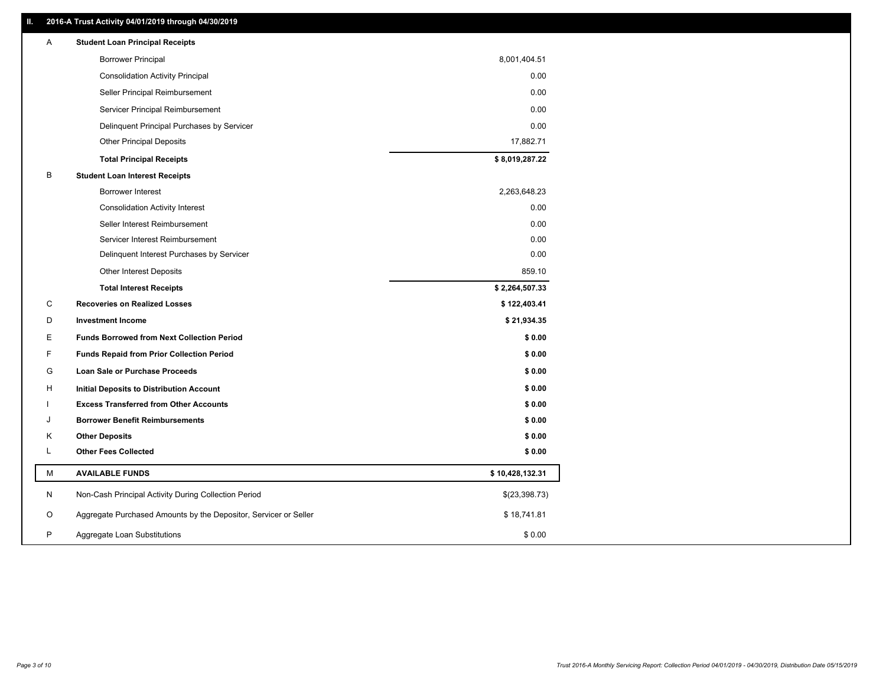## II. 2016-A Trust Activity 04/01/2019 through 04/30/2019

| | | |
|---|---|---|
| A | **Student Loan Principal Receipts** | |
| | Borrower Principal | 8,001,404.51 |
| | Consolidation Activity Principal | 0.00 |
| | Seller Principal Reimbursement | 0.00 |
| | Servicer Principal Reimbursement | 0.00 |
| | Delinquent Principal Purchases by Servicer | 0.00 |
| | Other Principal Deposits | 17,882.71 |
| | **Total Principal Receipts** | **$ 8,019,287.22** |
| B | **Student Loan Interest Receipts** | |
| | Borrower Interest | 2,263,648.23 |
| | Consolidation Activity Interest | 0.00 |
| | Seller Interest Reimbursement | 0.00 |
| | Servicer Interest Reimbursement | 0.00 |
| | Delinquent Interest Purchases by Servicer | 0.00 |
| | Other Interest Deposits | 859.10 |
| | **Total Interest Receipts** | **$ 2,264,507.33** |
| C | **Recoveries on Realized Losses** | **$ 122,403.41** |
| D | **Investment Income** | **$ 21,934.35** |
| E | **Funds Borrowed from Next Collection Period** | **$ 0.00** |
| F | **Funds Repaid from Prior Collection Period** | **$ 0.00** |
| G | **Loan Sale or Purchase Proceeds** | **$ 0.00** |
| H | **Initial Deposits to Distribution Account** | **$ 0.00** |
| I | **Excess Transferred from Other Accounts** | **$ 0.00** |
| J | **Borrower Benefit Reimbursements** | **$ 0.00** |
| K | **Other Deposits** | **$ 0.00** |
| L | **Other Fees Collected** | **$ 0.00** |
| M | **AVAILABLE FUNDS** | **$ 10,428,132.31** |
| N | Non-Cash Principal Activity During Collection Period | $(23,398.73) |
| O | Aggregate Purchased Amounts by the Depositor, Servicer or Seller | $ 18,741.81 |
| P | Aggregate Loan Substitutions | $ 0.00 |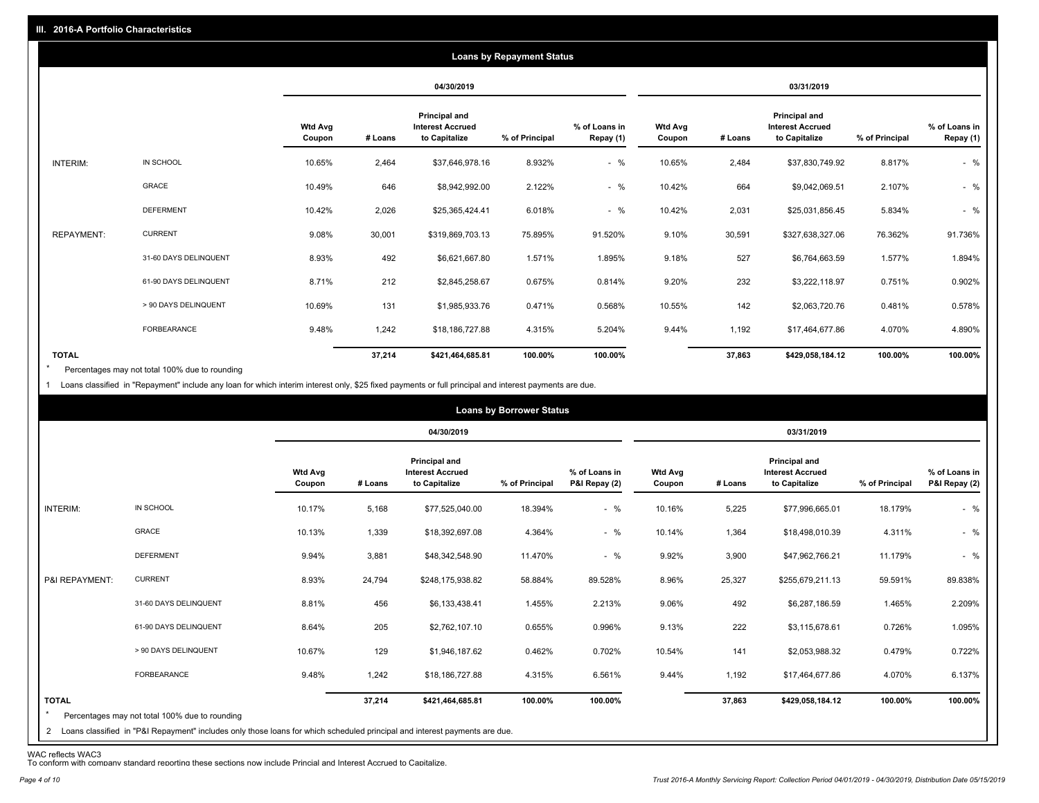## III. 2016-A Portfolio Characteristics

### Loans by Repayment Status

| | | 04/30/2019 | | | | | 03/31/2019 | | | | |
|---|---|---|---|---|---|---|---|---|---|---|---|
| | | Wtd Avg Coupon | # Loans | Principal and Interest Accrued to Capitalize | % of Principal | % of Loans in Repay (1) | Wtd Avg Coupon | # Loans | Principal and Interest Accrued to Capitalize | % of Principal | % of Loans in Repay (1) |
| INTERIM: | IN SCHOOL | 10.65% | 2,464 | $37,646,978.16 | 8.932% | - % | 10.65% | 2,484 | $37,830,749.92 | 8.817% | - % |
| | GRACE | 10.49% | 646 | $8,942,992.00 | 2.122% | - % | 10.42% | 664 | $9,042,069.51 | 2.107% | - % |
| | DEFERMENT | 10.42% | 2,026 | $25,365,424.41 | 6.018% | - % | 10.42% | 2,031 | $25,031,856.45 | 5.834% | - % |
| REPAYMENT: | CURRENT | 9.08% | 30,001 | $319,869,703.13 | 75.895% | 91.520% | 9.10% | 30,591 | $327,638,327.06 | 76.362% | 91.736% |
| | 31-60 DAYS DELINQUENT | 8.93% | 492 | $6,621,667.80 | 1.571% | 1.895% | 9.18% | 527 | $6,764,663.59 | 1.577% | 1.894% |
| | 61-90 DAYS DELINQUENT | 8.71% | 212 | $2,845,258.67 | 0.675% | 0.814% | 9.20% | 232 | $3,222,118.97 | 0.751% | 0.902% |
| | > 90 DAYS DELINQUENT | 10.69% | 131 | $1,985,933.76 | 0.471% | 0.568% | 10.55% | 142 | $2,063,720.76 | 0.481% | 0.578% |
| | FORBEARANCE | 9.48% | 1,242 | $18,186,727.88 | 4.315% | 5.204% | 9.44% | 1,192 | $17,464,677.86 | 4.070% | 4.890% |
| **TOTAL** | | | **37,214** | **$421,464,685.81** | **100.00%** | **100.00%** | | **37,863** | **$429,058,184.12** | **100.00%** | **100.00%** |

\* Percentages may not total 100% due to rounding

1 Loans classified in "Repayment" include any loan for which interim interest only, $25 fixed payments or full principal and interest payments are due.

### Loans by Borrower Status

| | | 04/30/2019 | | | | | 03/31/2019 | | | | |
|---|---|---|---|---|---|---|---|---|---|---|---|
| | | Wtd Avg Coupon | # Loans | Principal and Interest Accrued to Capitalize | % of Principal | % of Loans in P&I Repay (2) | Wtd Avg Coupon | # Loans | Principal and Interest Accrued to Capitalize | % of Principal | % of Loans in P&I Repay (2) |
| INTERIM: | IN SCHOOL | 10.17% | 5,168 | $77,525,040.00 | 18.394% | - % | 10.16% | 5,225 | $77,996,665.01 | 18.179% | - % |
| | GRACE | 10.13% | 1,339 | $18,392,697.08 | 4.364% | - % | 10.14% | 1,364 | $18,498,010.39 | 4.311% | - % |
| | DEFERMENT | 9.94% | 3,881 | $48,342,548.90 | 11.470% | - % | 9.92% | 3,900 | $47,962,766.21 | 11.179% | - % |
| P&I REPAYMENT: | CURRENT | 8.93% | 24,794 | $248,175,938.82 | 58.884% | 89.528% | 8.96% | 25,327 | $255,679,211.13 | 59.591% | 89.838% |
| | 31-60 DAYS DELINQUENT | 8.81% | 456 | $6,133,438.41 | 1.455% | 2.213% | 9.06% | 492 | $6,287,186.59 | 1.465% | 2.209% |
| | 61-90 DAYS DELINQUENT | 8.64% | 205 | $2,762,107.10 | 0.655% | 0.996% | 9.13% | 222 | $3,115,678.61 | 0.726% | 1.095% |
| | > 90 DAYS DELINQUENT | 10.67% | 129 | $1,946,187.62 | 0.462% | 0.702% | 10.54% | 141 | $2,053,988.32 | 0.479% | 0.722% |
| | FORBEARANCE | 9.48% | 1,242 | $18,186,727.88 | 4.315% | 6.561% | 9.44% | 1,192 | $17,464,677.86 | 4.070% | 6.137% |
| **TOTAL** | | | **37,214** | **$421,464,685.81** | **100.00%** | **100.00%** | | **37,863** | **$429,058,184.12** | **100.00%** | **100.00%** |

\* Percentages may not total 100% due to rounding

2 Loans classified in "P&I Repayment" includes only those loans for which scheduled principal and interest payments are due.

WAC reflects WAC3

To conform with company standard reporting these sections now include Princial and Interest Accrued to Capitalize.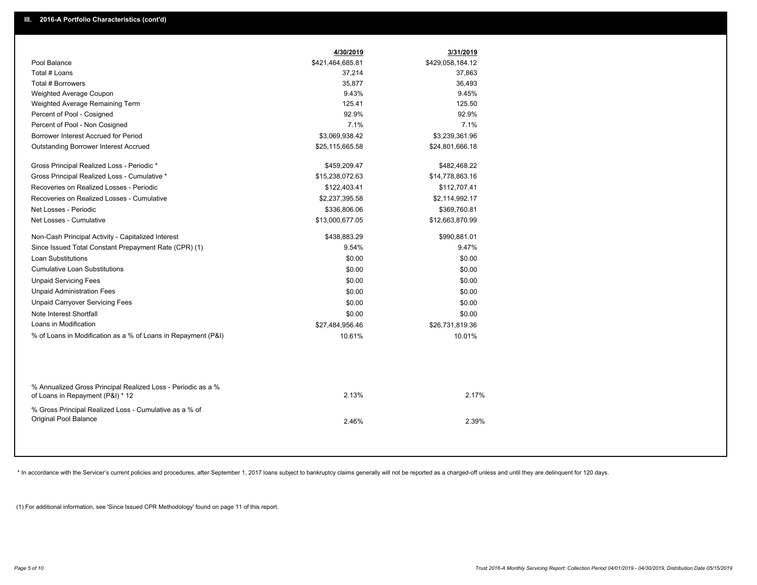## III. 2016-A Portfolio Characteristics (cont'd)

| | 4/30/2019 | 3/31/2019 |
|---|---|---|
| Pool Balance | $421,464,685.81 | $429,058,184.12 |
| Total # Loans | 37,214 | 37,863 |
| Total # Borrowers | 35,877 | 36,493 |
| Weighted Average Coupon | 9.43% | 9.45% |
| Weighted Average Remaining Term | 125.41 | 125.50 |
| Percent of Pool - Cosigned | 92.9% | 92.9% |
| Percent of Pool - Non Cosigned | 7.1% | 7.1% |
| Borrower Interest Accrued for Period | $3,069,938.42 | $3,239,361.96 |
| Outstanding Borrower Interest Accrued | $25,115,665.58 | $24,801,666.18 |
| Gross Principal Realized Loss - Periodic * | $459,209.47 | $482,468.22 |
| Gross Principal Realized Loss - Cumulative * | $15,238,072.63 | $14,778,863.16 |
| Recoveries on Realized Losses - Periodic | $122,403.41 | $112,707.41 |
| Recoveries on Realized Losses - Cumulative | $2,237,395.58 | $2,114,992.17 |
| Net Losses - Periodic | $336,806.06 | $369,760.81 |
| Net Losses - Cumulative | $13,000,677.05 | $12,663,870.99 |
| Non-Cash Principal Activity - Capitalized Interest | $438,883.29 | $990,881.01 |
| Since Issued Total Constant Prepayment Rate (CPR) (1) | 9.54% | 9.47% |
| Loan Substitutions | $0.00 | $0.00 |
| Cumulative Loan Substitutions | $0.00 | $0.00 |
| Unpaid Servicing Fees | $0.00 | $0.00 |
| Unpaid Administration Fees | $0.00 | $0.00 |
| Unpaid Carryover Servicing Fees | $0.00 | $0.00 |
| Note Interest Shortfall | $0.00 | $0.00 |
| Loans in Modification | $27,484,956.46 | $26,731,819.36 |
| % of Loans in Modification as a % of Loans in Repayment (P&I) | 10.61% | 10.01% |
| % Annualized Gross Principal Realized Loss - Periodic as a % of Loans in Repayment (P&I) * 12 | 2.13% | 2.17% |
| % Gross Principal Realized Loss - Cumulative as a % of Original Pool Balance | 2.46% | 2.39% |

* In accordance with the Servicer's current policies and procedures, after September 1, 2017 loans subject to bankruptcy claims generally will not be reported as a charged-off unless and until they are delinquent for 120 days.

(1) For additional information, see 'Since Issued CPR Methodology' found on page 11 of this report.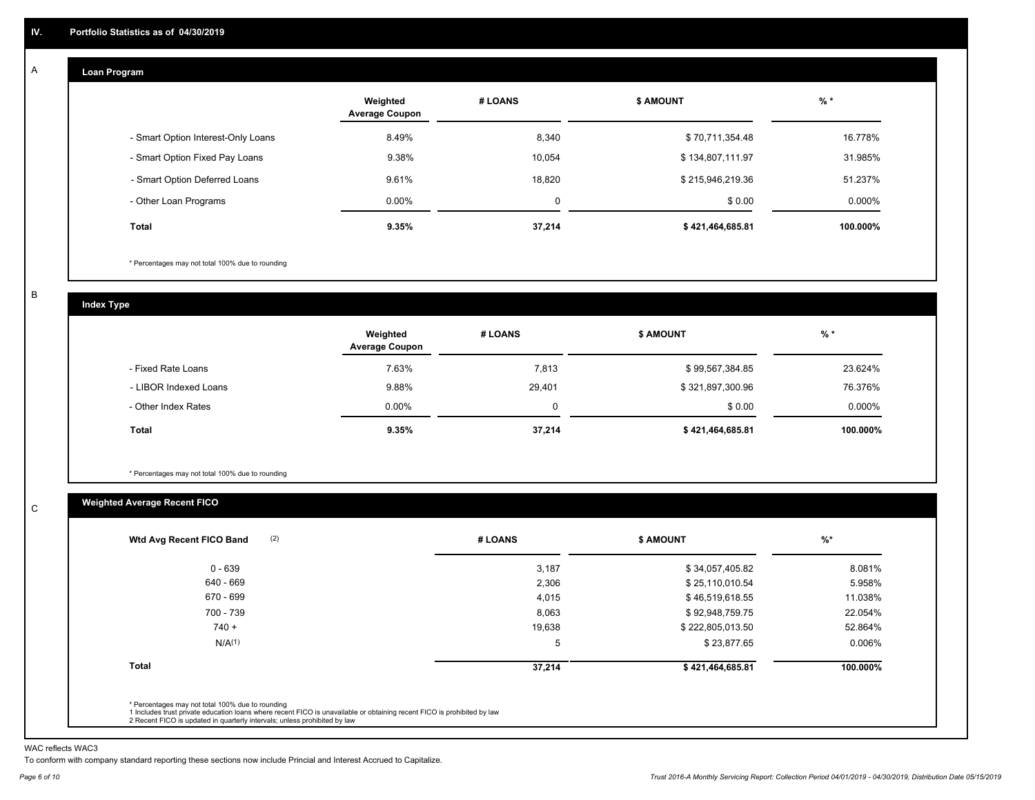## IV. Portfolio Statistics as of 04/30/2019

### A Loan Program

| | Weighted Average Coupon | # LOANS | $ AMOUNT | % * |
|---|---|---|---|---|
| - Smart Option Interest-Only Loans | 8.49% | 8,340 | $ 70,711,354.48 | 16.778% |
| - Smart Option Fixed Pay Loans | 9.38% | 10,054 | $ 134,807,111.97 | 31.985% |
| - Smart Option Deferred Loans | 9.61% | 18,820 | $ 215,946,219.36 | 51.237% |
| - Other Loan Programs | 0.00% | 0 | $ 0.00 | 0.000% |
| **Total** | **9.35%** | **37,214** | **$ 421,464,685.81** | **100.000%** |

* Percentages may not total 100% due to rounding

### B Index Type

| | Weighted Average Coupon | # LOANS | $ AMOUNT | % * |
|---|---|---|---|---|
| - Fixed Rate Loans | 7.63% | 7,813 | $ 99,567,384.85 | 23.624% |
| - LIBOR Indexed Loans | 9.88% | 29,401 | $ 321,897,300.96 | 76.376% |
| - Other Index Rates | 0.00% | 0 | $ 0.00 | 0.000% |
| **Total** | **9.35%** | **37,214** | **$ 421,464,685.81** | **100.000%** |

* Percentages may not total 100% due to rounding

### C Weighted Average Recent FICO

| Wtd Avg Recent FICO Band (2) | # LOANS | $ AMOUNT | %* |
|---|---|---|---|
| 0 - 639 | 3,187 | $ 34,057,405.82 | 8.081% |
| 640 - 669 | 2,306 | $ 25,110,010.54 | 5.958% |
| 670 - 699 | 4,015 | $ 46,519,618.55 | 11.038% |
| 700 - 739 | 8,063 | $ 92,948,759.75 | 22.054% |
| 740 + | 19,638 | $ 222,805,013.50 | 52.864% |
| N/A(1) | 5 | $ 23,877.65 | 0.006% |
| **Total** | **37,214** | **$ 421,464,685.81** | **100.000%** |

* Percentages may not total 100% due to rounding
1 Includes trust private education loans where recent FICO is unavailable or obtaining recent FICO is prohibited by law
2 Recent FICO is updated in quarterly intervals; unless prohibited by law

WAC reflects WAC3

To conform with company standard reporting these sections now include Princial and Interest Accrued to Capitalize.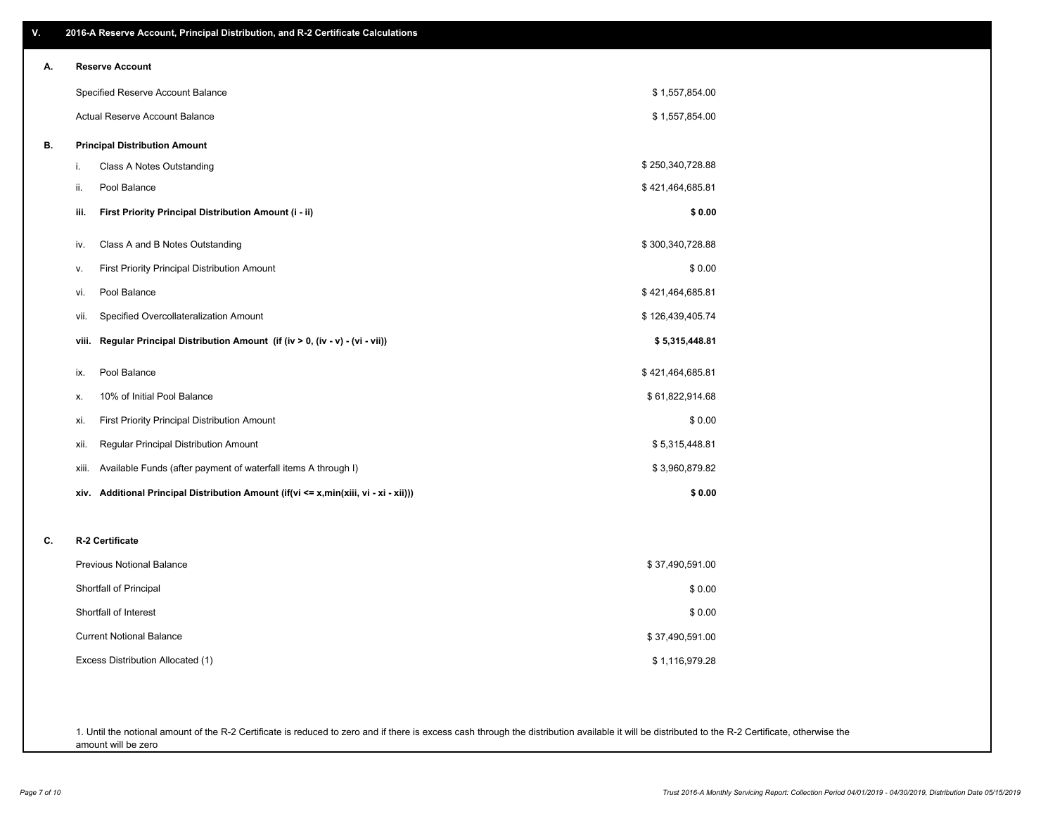## V. 2016-A Reserve Account, Principal Distribution, and R-2 Certificate Calculations

### A. Reserve Account

| | |
|---|---|
| Specified Reserve Account Balance | $ 1,557,854.00 |
| Actual Reserve Account Balance | $ 1,557,854.00 |

### B. Principal Distribution Amount

| | | |
|---|---|---|
| i. | Class A Notes Outstanding | $ 250,340,728.88 |
| ii. | Pool Balance | $ 421,464,685.81 |
| **iii.** | **First Priority Principal Distribution Amount (i - ii)** | **$ 0.00** |
| iv. | Class A and B Notes Outstanding | $ 300,340,728.88 |
| v. | First Priority Principal Distribution Amount | $ 0.00 |
| vi. | Pool Balance | $ 421,464,685.81 |
| vii. | Specified Overcollateralization Amount | $ 126,439,405.74 |
| **viii.** | **Regular Principal Distribution Amount (if (iv > 0, (iv - v) - (vi - vii))** | **$ 5,315,448.81** |
| ix. | Pool Balance | $ 421,464,685.81 |
| x. | 10% of Initial Pool Balance | $ 61,822,914.68 |
| xi. | First Priority Principal Distribution Amount | $ 0.00 |
| xii. | Regular Principal Distribution Amount | $ 5,315,448.81 |
| xiii. | Available Funds (after payment of waterfall items A through I) | $ 3,960,879.82 |
| **xiv.** | **Additional Principal Distribution Amount (if(vi <= x,min(xiii, vi - xi - xii)))** | **$ 0.00** |

### C. R-2 Certificate

| | |
|---|---|
| Previous Notional Balance | $ 37,490,591.00 |
| Shortfall of Principal | $ 0.00 |
| Shortfall of Interest | $ 0.00 |
| Current Notional Balance | $ 37,490,591.00 |
| Excess Distribution Allocated (1) | $ 1,116,979.28 |

1. Until the notional amount of the R-2 Certificate is reduced to zero and if there is excess cash through the distribution available it will be distributed to the R-2 Certificate, otherwise the amount will be zero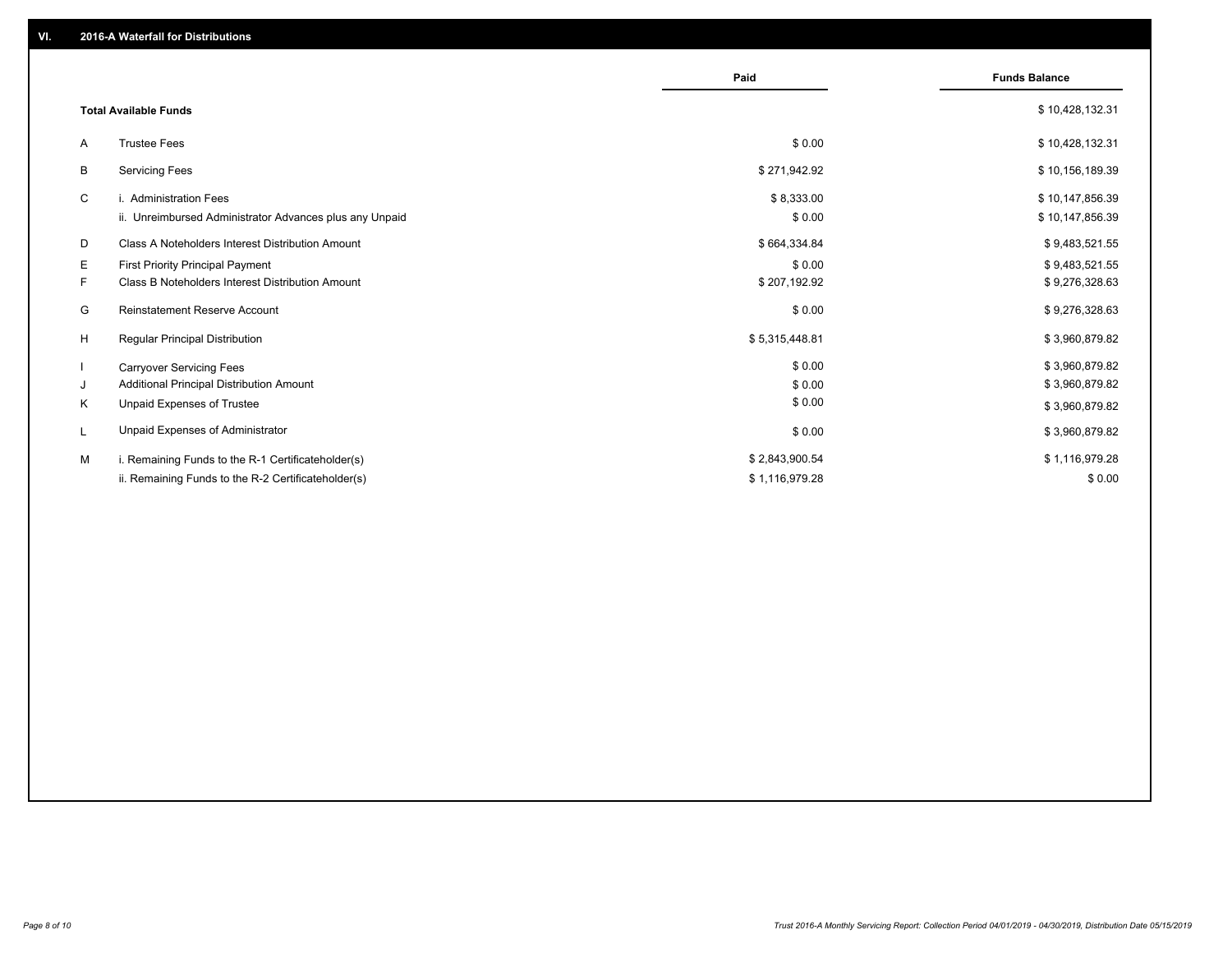## VI. 2016-A Waterfall for Distributions

| | | Paid | Funds Balance |
|---|---|---|---|
| | **Total Available Funds** | | $ 10,428,132.31 |
| A | Trustee Fees | $ 0.00 | $ 10,428,132.31 |
| B | Servicing Fees | $ 271,942.92 | $ 10,156,189.39 |
| C | i. Administration Fees | $ 8,333.00 | $ 10,147,856.39 |
| | ii. Unreimbursed Administrator Advances plus any Unpaid | $ 0.00 | $ 10,147,856.39 |
| D | Class A Noteholders Interest Distribution Amount | $ 664,334.84 | $ 9,483,521.55 |
| E | First Priority Principal Payment | $ 0.00 | $ 9,483,521.55 |
| F | Class B Noteholders Interest Distribution Amount | $ 207,192.92 | $ 9,276,328.63 |
| G | Reinstatement Reserve Account | $ 0.00 | $ 9,276,328.63 |
| H | Regular Principal Distribution | $ 5,315,448.81 | $ 3,960,879.82 |
| I | Carryover Servicing Fees | $ 0.00 | $ 3,960,879.82 |
| J | Additional Principal Distribution Amount | $ 0.00 | $ 3,960,879.82 |
| K | Unpaid Expenses of Trustee | $ 0.00 | $ 3,960,879.82 |
| L | Unpaid Expenses of Administrator | $ 0.00 | $ 3,960,879.82 |
| M | i. Remaining Funds to the R-1 Certificateholder(s) | $ 2,843,900.54 | $ 1,116,979.28 |
| | ii. Remaining Funds to the R-2 Certificateholder(s) | $ 1,116,979.28 | $ 0.00 |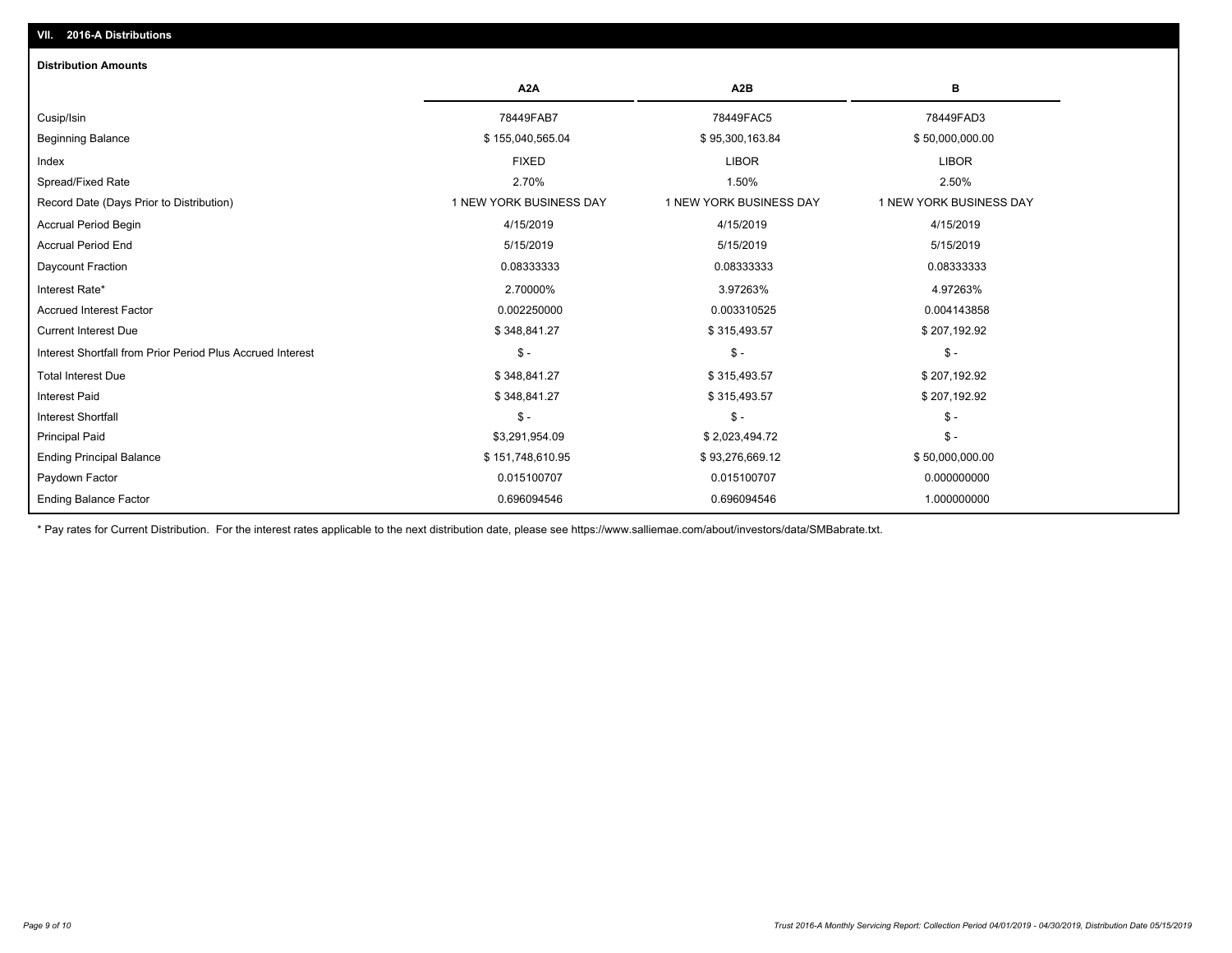## VII. 2016-A Distributions

### Distribution Amounts

| | A2A | A2B | B |
|---|---|---|---|
| Cusip/Isin | 78449FAB7 | 78449FAC5 | 78449FAD3 |
| Beginning Balance | $ 155,040,565.04 | $ 95,300,163.84 | $ 50,000,000.00 |
| Index | FIXED | LIBOR | LIBOR |
| Spread/Fixed Rate | 2.70% | 1.50% | 2.50% |
| Record Date (Days Prior to Distribution) | 1 NEW YORK BUSINESS DAY | 1 NEW YORK BUSINESS DAY | 1 NEW YORK BUSINESS DAY |
| Accrual Period Begin | 4/15/2019 | 4/15/2019 | 4/15/2019 |
| Accrual Period End | 5/15/2019 | 5/15/2019 | 5/15/2019 |
| Daycount Fraction | 0.08333333 | 0.08333333 | 0.08333333 |
| Interest Rate* | 2.70000% | 3.97263% | 4.97263% |
| Accrued Interest Factor | 0.002250000 | 0.003310525 | 0.004143858 |
| Current Interest Due | $ 348,841.27 | $ 315,493.57 | $ 207,192.92 |
| Interest Shortfall from Prior Period Plus Accrued Interest | $ - | $ - | $ - |
| Total Interest Due | $ 348,841.27 | $ 315,493.57 | $ 207,192.92 |
| Interest Paid | $ 348,841.27 | $ 315,493.57 | $ 207,192.92 |
| Interest Shortfall | $ - | $ - | $ - |
| Principal Paid | $3,291,954.09 | $ 2,023,494.72 | $ - |
| Ending Principal Balance | $ 151,748,610.95 | $ 93,276,669.12 | $ 50,000,000.00 |
| Paydown Factor | 0.015100707 | 0.015100707 | 0.000000000 |
| Ending Balance Factor | 0.696094546 | 0.696094546 | 1.000000000 |

* Pay rates for Current Distribution. For the interest rates applicable to the next distribution date, please see https://www.salliemae.com/about/investors/data/SMBabrate.txt.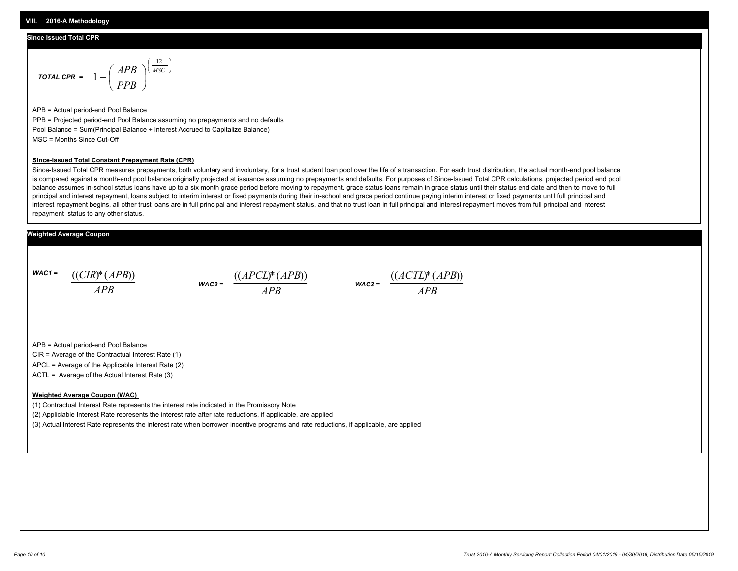## VIII. 2016-A Methodology

### Since Issued Total CPR

$$\textbf{TOTAL CPR} = 1 - \left(\frac{APB}{PPB}\right)^{\left(\frac{12}{MSC}\right)}$$

APB = Actual period-end Pool Balance

PPB = Projected period-end Pool Balance assuming no prepayments and no defaults

Pool Balance = Sum(Principal Balance + Interest Accrued to Capitalize Balance)

MSC = Months Since Cut-Off

**Since-Issued Total Constant Prepayment Rate (CPR)**

Since-Issued Total CPR measures prepayments, both voluntary and involuntary, for a trust student loan pool over the life of a transaction. For each trust distribution, the actual month-end pool balance is compared against a month-end pool balance originally projected at issuance assuming no prepayments and defaults. For purposes of Since-Issued Total CPR calculations, projected period end pool balance assumes in-school status loans have up to a six month grace period before moving to repayment, grace status loans remain in grace status until their status end date and then to move to full principal and interest repayment, loans subject to interim interest or fixed payments during their in-school and grace period continue paying interim interest or fixed payments until full principal and interest repayment begins, all other trust loans are in full principal and interest repayment status, and that no trust loan in full principal and interest repayment moves from full principal and interest repayment status to any other status.

### Weighted Average Coupon

$$\textbf{WAC1} = \frac{((CIR)^*(APB))}{APB} \qquad \textbf{WAC2} = \frac{((APCL)^*(APB))}{APB} \qquad \textbf{WAC3} = \frac{((ACTL)^*(APB))}{APB}$$

APB = Actual period-end Pool Balance

CIR = Average of the Contractual Interest Rate (1)

APCL = Average of the Applicable Interest Rate (2)

ACTL = Average of the Actual Interest Rate (3)

**Weighted Average Coupon (WAC)**

(1) Contractual Interest Rate represents the interest rate indicated in the Promissory Note

(2) Appliclable Interest Rate represents the interest rate after rate reductions, if applicable, are applied

(3) Actual Interest Rate represents the interest rate when borrower incentive programs and rate reductions, if applicable, are applied